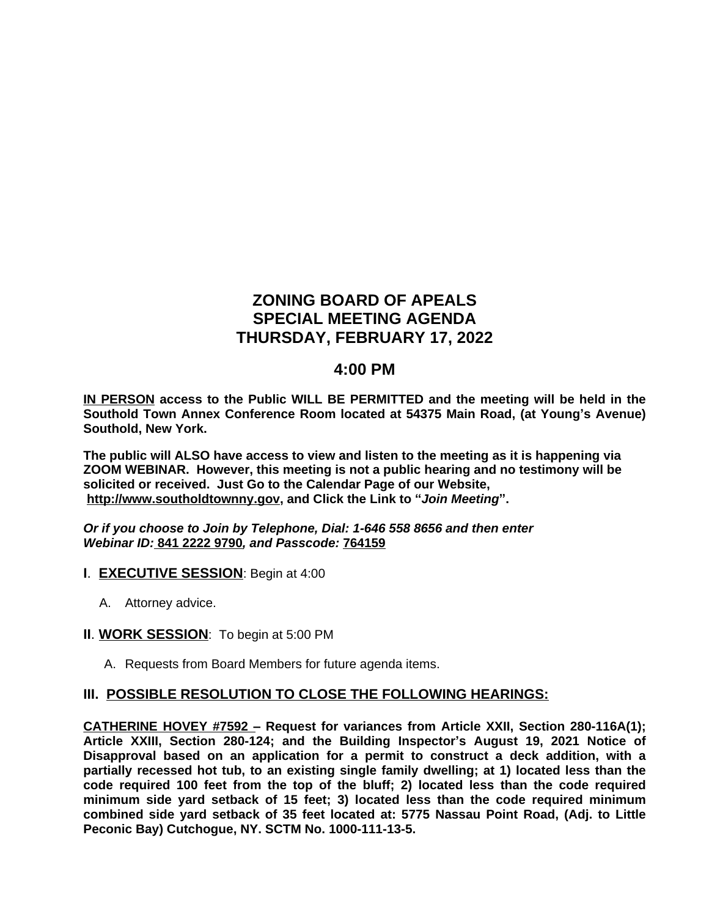# ZONING BOARD OF APEALS
# SPECIAL MEETING AGENDA
# THURSDAY, FEBRUARY 17, 2022

## 4:00 PM

**<u>IN PERSON</u> access to the Public WILL BE PERMITTED and the meeting will be held in the Southold Town Annex Conference Room located at 54375 Main Road, (at Young's Avenue) Southold, New York.**

**The public will ALSO have access to view and listen to the meeting as it is happening via ZOOM WEBINAR. However, this meeting is not a public hearing and no testimony will be solicited or received. Just Go to the Calendar Page of our Website, <u>http://www.southoldtownny.gov</u>, and Click the Link to "*Join Meeting*".**

***Or if you choose to Join by Telephone, Dial: 1-646 558 8656 and then enter Webinar ID:* <u>841 2222 9790</u>*, and Passcode:* <u>764159</u>**

**I**. **<u>EXECUTIVE SESSION</u>**: Begin at 4:00

A. Attorney advice.

**II**. **<u>WORK SESSION</u>**: To begin at 5:00 PM

A. Requests from Board Members for future agenda items.

**III. <u>POSSIBLE RESOLUTION TO CLOSE THE FOLLOWING HEARINGS:</u>**

**<u>CATHERINE HOVEY #7592</u> – Request for variances from Article XXII, Section 280-116A(1); Article XXIII, Section 280-124; and the Building Inspector's August 19, 2021 Notice of Disapproval based on an application for a permit to construct a deck addition, with a partially recessed hot tub, to an existing single family dwelling; at 1) located less than the code required 100 feet from the top of the bluff; 2) located less than the code required minimum side yard setback of 15 feet; 3) located less than the code required minimum combined side yard setback of 35 feet located at: 5775 Nassau Point Road, (Adj. to Little Peconic Bay) Cutchogue, NY. SCTM No. 1000-111-13-5.**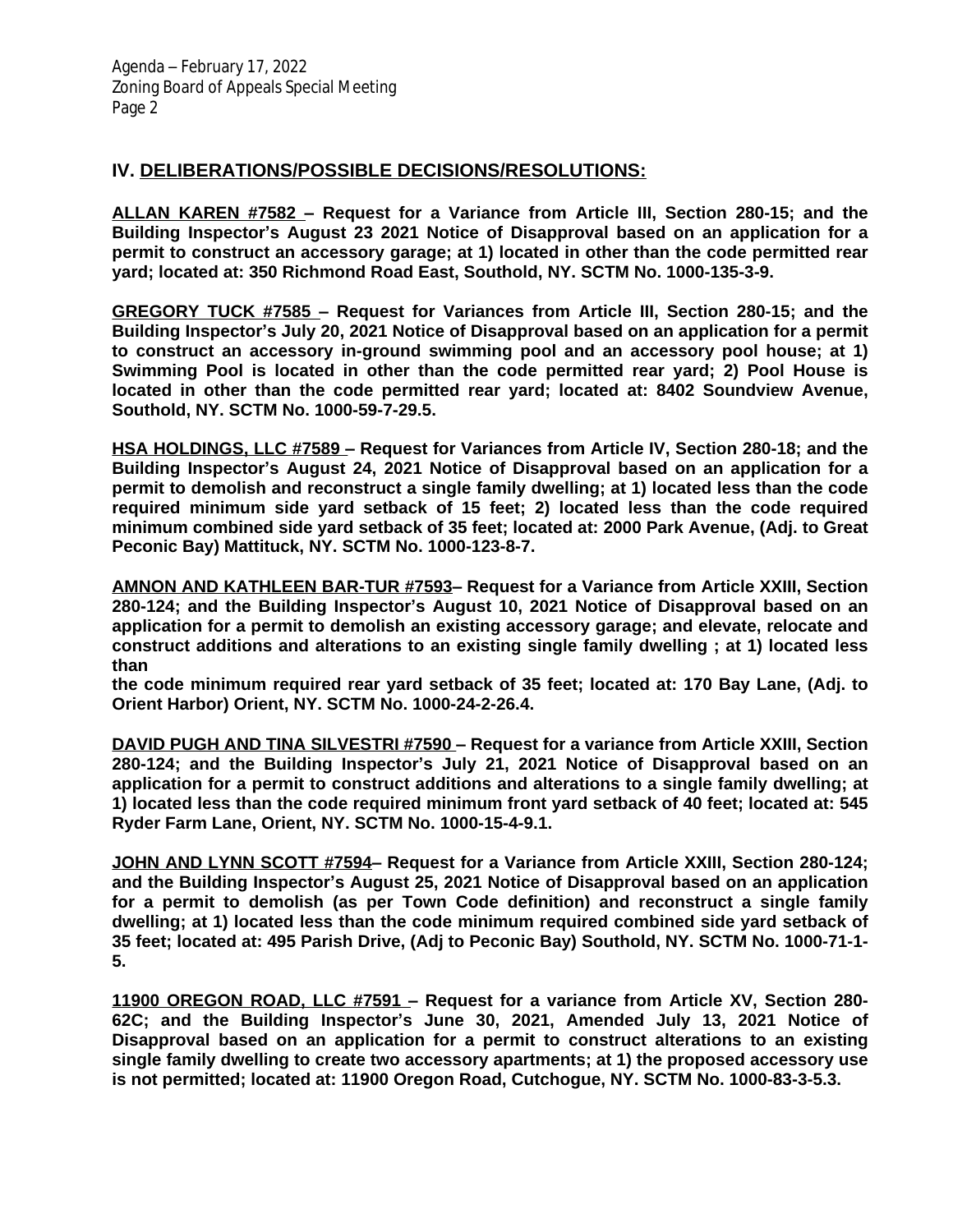## IV. DELIBERATIONS/POSSIBLE DECISIONS/RESOLUTIONS:

**ALLAN KAREN #7582 – Request for a Variance from Article III, Section 280-15; and the Building Inspector's August 23 2021 Notice of Disapproval based on an application for a permit to construct an accessory garage; at 1) located in other than the code permitted rear yard; located at: 350 Richmond Road East, Southold, NY. SCTM No. 1000-135-3-9.**

**GREGORY TUCK #7585 – Request for Variances from Article III, Section 280-15; and the Building Inspector's July 20, 2021 Notice of Disapproval based on an application for a permit to construct an accessory in-ground swimming pool and an accessory pool house; at 1) Swimming Pool is located in other than the code permitted rear yard; 2) Pool House is located in other than the code permitted rear yard; located at: 8402 Soundview Avenue, Southold, NY. SCTM No. 1000-59-7-29.5.**

**HSA HOLDINGS, LLC #7589 – Request for Variances from Article IV, Section 280-18; and the Building Inspector's August 24, 2021 Notice of Disapproval based on an application for a permit to demolish and reconstruct a single family dwelling; at 1) located less than the code required minimum side yard setback of 15 feet; 2) located less than the code required minimum combined side yard setback of 35 feet; located at: 2000 Park Avenue, (Adj. to Great Peconic Bay) Mattituck, NY. SCTM No. 1000-123-8-7.**

**AMNON AND KATHLEEN BAR-TUR #7593– Request for a Variance from Article XXIII, Section 280-124; and the Building Inspector's August 10, 2021 Notice of Disapproval based on an application for a permit to demolish an existing accessory garage; and elevate, relocate and construct additions and alterations to an existing single family dwelling ; at 1) located less than the code minimum required rear yard setback of 35 feet; located at: 170 Bay Lane, (Adj. to Orient Harbor) Orient, NY. SCTM No. 1000-24-2-26.4.**

**DAVID PUGH AND TINA SILVESTRI #7590 – Request for a variance from Article XXIII, Section 280-124; and the Building Inspector's July 21, 2021 Notice of Disapproval based on an application for a permit to construct additions and alterations to a single family dwelling; at 1) located less than the code required minimum front yard setback of 40 feet; located at: 545 Ryder Farm Lane, Orient, NY. SCTM No. 1000-15-4-9.1.**

**JOHN AND LYNN SCOTT #7594– Request for a Variance from Article XXIII, Section 280-124; and the Building Inspector's August 25, 2021 Notice of Disapproval based on an application for a permit to demolish (as per Town Code definition) and reconstruct a single family dwelling; at 1) located less than the code minimum required combined side yard setback of 35 feet; located at: 495 Parish Drive, (Adj to Peconic Bay) Southold, NY. SCTM No. 1000-71-1-5.**

**11900 OREGON ROAD, LLC #7591 – Request for a variance from Article XV, Section 280-62C; and the Building Inspector's June 30, 2021, Amended July 13, 2021 Notice of Disapproval based on an application for a permit to construct alterations to an existing single family dwelling to create two accessory apartments; at 1) the proposed accessory use is not permitted; located at: 11900 Oregon Road, Cutchogue, NY. SCTM No. 1000-83-3-5.3.**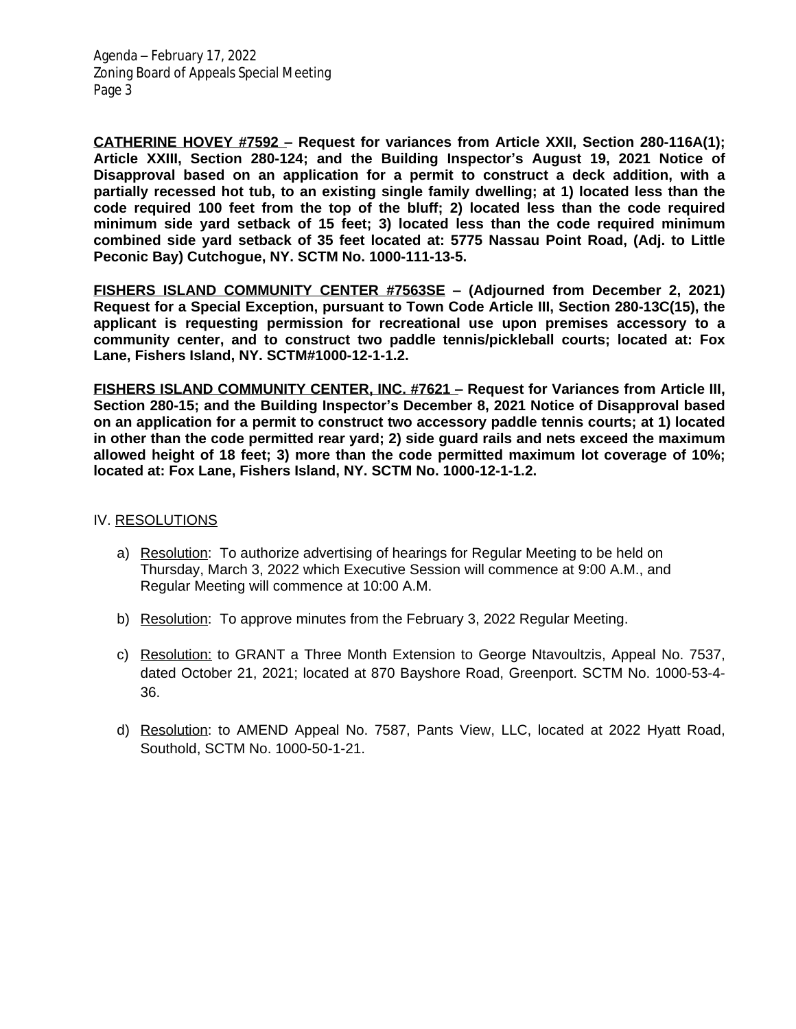**CATHERINE HOVEY #7592 – Request for variances from Article XXII, Section 280-116A(1); Article XXIII, Section 280-124; and the Building Inspector's August 19, 2021 Notice of Disapproval based on an application for a permit to construct a deck addition, with a partially recessed hot tub, to an existing single family dwelling; at 1) located less than the code required 100 feet from the top of the bluff; 2) located less than the code required minimum side yard setback of 15 feet; 3) located less than the code required minimum combined side yard setback of 35 feet located at: 5775 Nassau Point Road, (Adj. to Little Peconic Bay) Cutchogue, NY. SCTM No. 1000-111-13-5.**

**FISHERS ISLAND COMMUNITY CENTER #7563SE – (Adjourned from December 2, 2021) Request for a Special Exception, pursuant to Town Code Article III, Section 280-13C(15), the applicant is requesting permission for recreational use upon premises accessory to a community center, and to construct two paddle tennis/pickleball courts; located at: Fox Lane, Fishers Island, NY. SCTM#1000-12-1-1.2.**

**FISHERS ISLAND COMMUNITY CENTER, INC. #7621 – Request for Variances from Article III, Section 280-15; and the Building Inspector's December 8, 2021 Notice of Disapproval based on an application for a permit to construct two accessory paddle tennis courts; at 1) located in other than the code permitted rear yard; 2) side guard rails and nets exceed the maximum allowed height of 18 feet; 3) more than the code permitted maximum lot coverage of 10%; located at: Fox Lane, Fishers Island, NY. SCTM No. 1000-12-1-1.2.**

IV. RESOLUTIONS

a) Resolution: To authorize advertising of hearings for Regular Meeting to be held on Thursday, March 3, 2022 which Executive Session will commence at 9:00 A.M., and Regular Meeting will commence at 10:00 A.M.

b) Resolution: To approve minutes from the February 3, 2022 Regular Meeting.

c) Resolution: to GRANT a Three Month Extension to George Ntavoultzis, Appeal No. 7537, dated October 21, 2021; located at 870 Bayshore Road, Greenport. SCTM No. 1000-53-4-36.

d) Resolution: to AMEND Appeal No. 7587, Pants View, LLC, located at 2022 Hyatt Road, Southold, SCTM No. 1000-50-1-21.